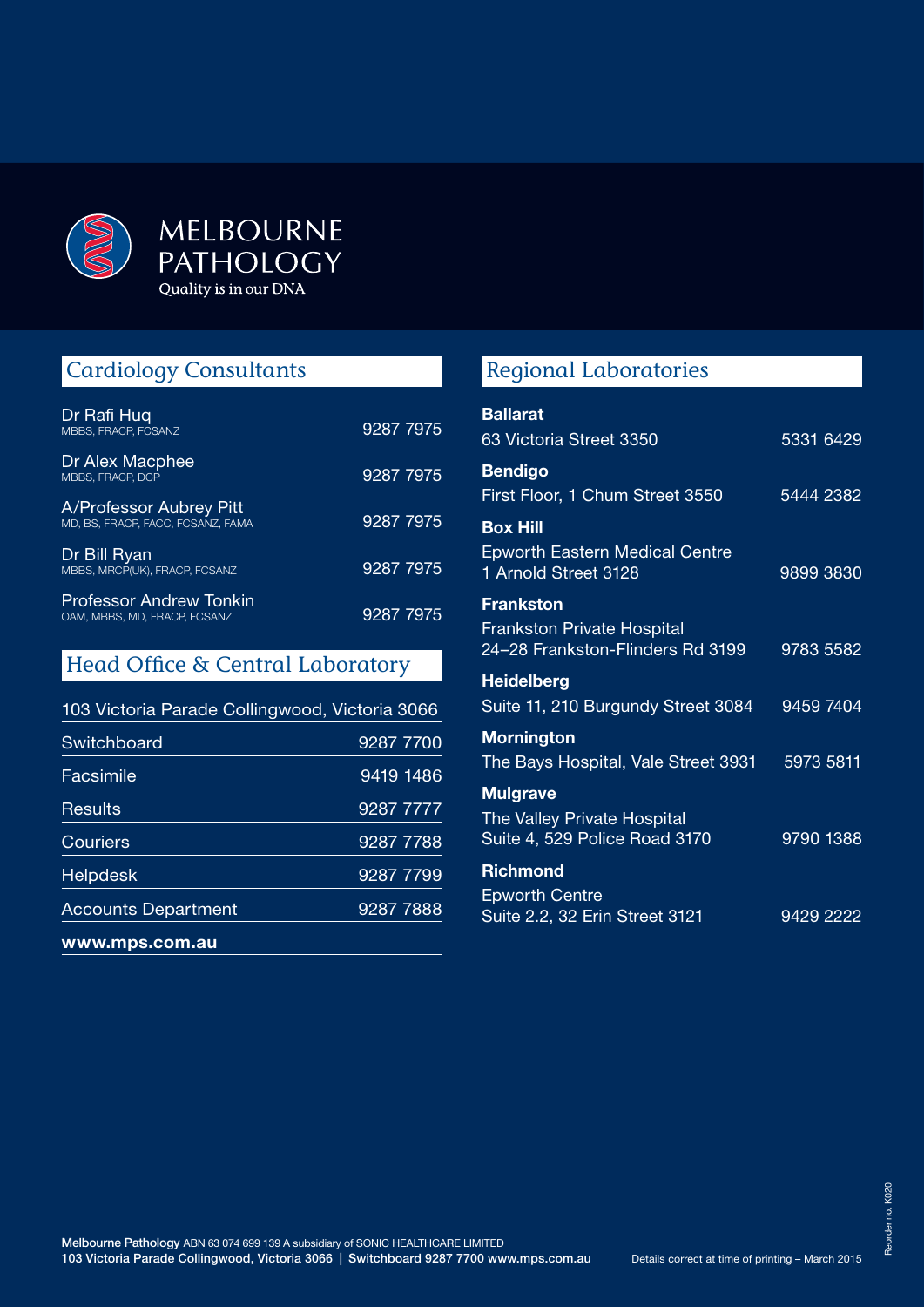# MELBOURNE PATHOLOGY

Quality is in our DNA

## Cardiology Consultants

| | |
|---|---|
| Dr Rafi Huq<br>MBBS, FRACP, FCSANZ | 9287 7975 |
| Dr Alex Macphee<br>MBBS, FRACP, DCP | 9287 7975 |
| A/Professor Aubrey Pitt<br>MD, BS, FRACP, FACC, FCSANZ, FAMA | 9287 7975 |
| Dr Bill Ryan<br>MBBS, MRCP(UK), FRACP, FCSANZ | 9287 7975 |
| Professor Andrew Tonkin<br>OAM, MBBS, MD, FRACP, FCSANZ | 9287 7975 |

## Head Office & Central Laboratory

103 Victoria Parade Collingwood, Victoria 3066

| | |
|---|---|
| Switchboard | 9287 7700 |
| Facsimile | 9419 1486 |
| Results | 9287 7777 |
| Couriers | 9287 7788 |
| Helpdesk | 9287 7799 |
| Accounts Department | 9287 7888 |

**www.mps.com.au**

## Regional Laboratories

| | |
|---|---|
| **Ballarat**<br>63 Victoria Street 3350 | 5331 6429 |
| **Bendigo**<br>First Floor, 1 Chum Street 3550 | 5444 2382 |
| **Box Hill**<br>Epworth Eastern Medical Centre<br>1 Arnold Street 3128 | 9899 3830 |
| **Frankston**<br>Frankston Private Hospital<br>24–28 Frankston-Flinders Rd 3199 | 9783 5582 |
| **Heidelberg**<br>Suite 11, 210 Burgundy Street 3084 | 9459 7404 |
| **Mornington**<br>The Bays Hospital, Vale Street 3931 | 5973 5811 |
| **Mulgrave**<br>The Valley Private Hospital<br>Suite 4, 529 Police Road 3170 | 9790 1388 |
| **Richmond**<br>Epworth Centre<br>Suite 2.2, 32 Erin Street 3121 | 9429 2222 |

**Melbourne Pathology** ABN 63 074 699 139 A subsidiary of SONIC HEALTHCARE LIMITED
**103 Victoria Parade Collingwood, Victoria 3066 | Switchboard 9287 7700 www.mps.com.au**

Details correct at time of printing – March 2015

Reorder no. K020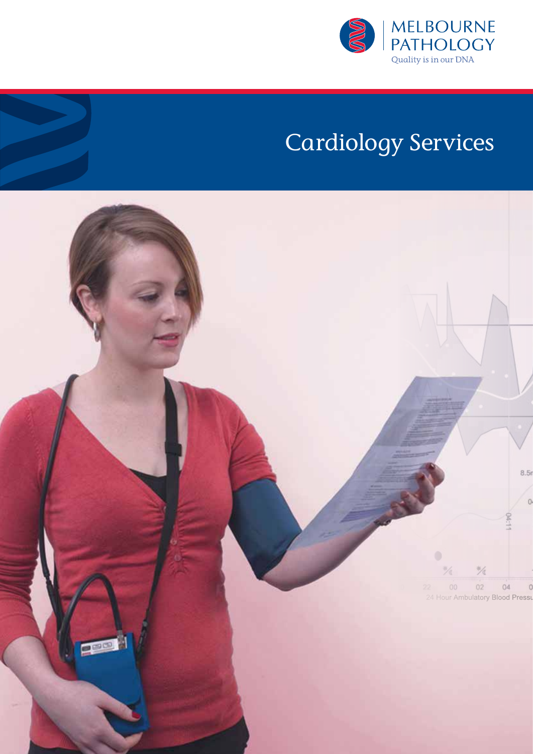MELBOURNE PATHOLOGY

Quality is in our DNA

# Cardiology Services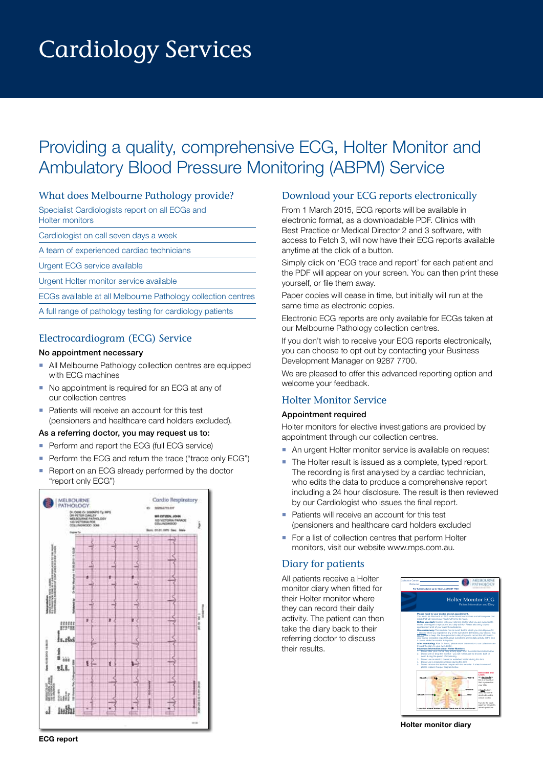# Cardiology Services

## Providing a quality, comprehensive ECG, Holter Monitor and Ambulatory Blood Pressure Monitoring (ABPM) Service

### What does Melbourne Pathology provide?

- Specialist Cardiologists report on all ECGs and Holter monitors
- Cardiologist on call seven days a week
- A team of experienced cardiac technicians
- Urgent ECG service available
- Urgent Holter monitor service available
- ECGs available at all Melbourne Pathology collection centres
- A full range of pathology testing for cardiology patients

### Electrocardiogram (ECG) Service

**No appointment necessary**

- All Melbourne Pathology collection centres are equipped with ECG machines
- No appointment is required for an ECG at any of our collection centres
- Patients will receive an account for this test (pensioners and healthcare card holders excluded).

**As a referring doctor, you may request us to:**

- Perform and report the ECG (full ECG service)
- Perform the ECG and return the trace ("trace only ECG")
- Report on an ECG already performed by the doctor "report only ECG")

ECG report

### Download your ECG reports electronically

From 1 March 2015, ECG reports will be available in electronic format, as a downloadable PDF. Clinics with Best Practice or Medical Director 2 and 3 software, with access to Fetch 3, will now have their ECG reports available anytime at the click of a button.

Simply click on 'ECG trace and report' for each patient and the PDF will appear on your screen. You can then print these yourself, or file them away.

Paper copies will cease in time, but initially will run at the same time as electronic copies.

Electronic ECG reports are only available for ECGs taken at our Melbourne Pathology collection centres.

If you don't wish to receive your ECG reports electronically, you can choose to opt out by contacting your Business Development Manager on 9287 7700.

We are pleased to offer this advanced reporting option and welcome your feedback.

### Holter Monitor Service

**Appointment required**

Holter monitors for elective investigations are provided by appointment through our collection centres.

- An urgent Holter monitor service is available on request
- The Holter result is issued as a complete, typed report. The recording is first analysed by a cardiac technician, who edits the data to produce a comprehensive report including a 24 hour disclosure. The result is then reviewed by our Cardiologist who issues the final report.
- Patients will receive an account for this test (pensioners and healthcare card holders excluded
- For a list of collection centres that perform Holter monitors, visit our website www.mps.com.au.

### Diary for patients

All patients receive a Holter monitor diary when fitted for their Holter monitor where they can record their daily activity. The patient can then take the diary back to their referring doctor to discuss their results.

Holter monitor diary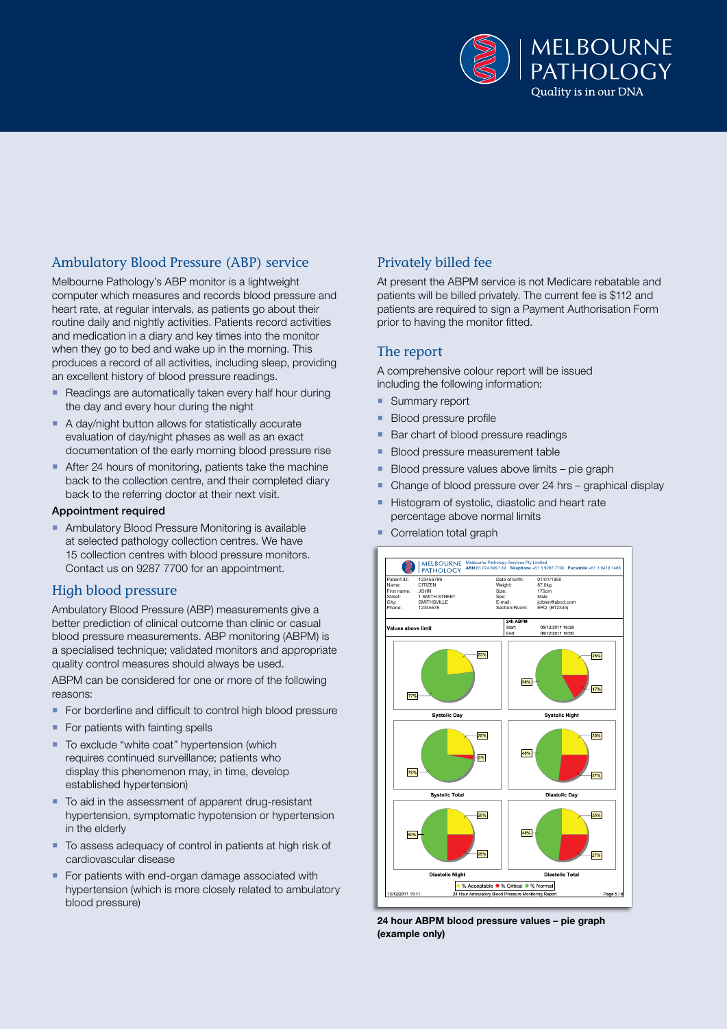MELBOURNE PATHOLOGY

Quality is in our DNA

## Ambulatory Blood Pressure (ABP) service

Melbourne Pathology's ABP monitor is a lightweight computer which measures and records blood pressure and heart rate, at regular intervals, as patients go about their routine daily and nightly activities. Patients record activities and medication in a diary and key times into the monitor when they go to bed and wake up in the morning. This produces a record of all activities, including sleep, providing an excellent history of blood pressure readings.

- Readings are automatically taken every half hour during the day and every hour during the night
- A day/night button allows for statistically accurate evaluation of day/night phases as well as an exact documentation of the early morning blood pressure rise
- After 24 hours of monitoring, patients take the machine back to the collection centre, and their completed diary back to the referring doctor at their next visit.

**Appointment required**

- Ambulatory Blood Pressure Monitoring is available at selected pathology collection centres. We have 15 collection centres with blood pressure monitors. Contact us on 9287 7700 for an appointment.

## High blood pressure

Ambulatory Blood Pressure (ABP) measurements give a better prediction of clinical outcome than clinic or casual blood pressure measurements. ABP monitoring (ABPM) is a specialised technique; validated monitors and appropriate quality control measures should always be used.

ABPM can be considered for one or more of the following reasons:

- For borderline and difficult to control high blood pressure
- For patients with fainting spells
- To exclude "white coat" hypertension (which requires continued surveillance; patients who display this phenomenon may, in time, develop established hypertension)
- To aid in the assessment of apparent drug-resistant hypertension, symptomatic hypotension or hypertension in the elderly
- To assess adequacy of control in patients at high risk of cardiovascular disease
- For patients with end-organ damage associated with hypertension (which is more closely related to ambulatory blood pressure)

## Privately billed fee

At present the ABPM service is not Medicare rebatable and patients will be billed privately. The current fee is $112 and patients are required to sign a Payment Authorisation Form prior to having the monitor fitted.

## The report

A comprehensive colour report will be issued including the following information:

- Summary report
- Blood pressure profile
- Bar chart of blood pressure readings
- Blood pressure measurement table
- Blood pressure values above limits – pie graph
- Change of blood pressure over 24 hrs – graphical display
- Histogram of systolic, diastolic and heart rate percentage above normal limits
- Correlation total graph

MELBOURNE PATHOLOGY Melbourne Pathology Services Pty Limited ABN 63 074 699 139 Telephone +61 3 9287 7700 Facsimile +61 3 9419 1486

Patient ID: 123456789
Name: CITIZEN
First name: JOHN
Street: 1 SMITH STREET
City: SMITHSVILLE
Phone: 12345678

Date of birth: 01/01/1950
Weight: 87.0kg
Size: 175cm
Sex: Male
E-mail: jcitizen@abcd.com
Section/Room: EPO (B12345)

Values above limit

24h ABPM
Start: 05/12/2011 16:28
End: 06/12/2011 16:06

23%
77%
Systolic Day

25%
58%
17%
Systolic Night

25%
3%
72%
Systolic Total

25%
48%
27%
Diastolic Day

25%
50%
25%
Diastolic Night

25%
48%
27%
Diastolic Total

% Acceptable % Critical % Normal

13/12/2011 10:11 24 Hour Ambulatory Blood Pressure Monitoring Report Page 5 / 8

**24 hour ABPM blood pressure values – pie graph (example only)**